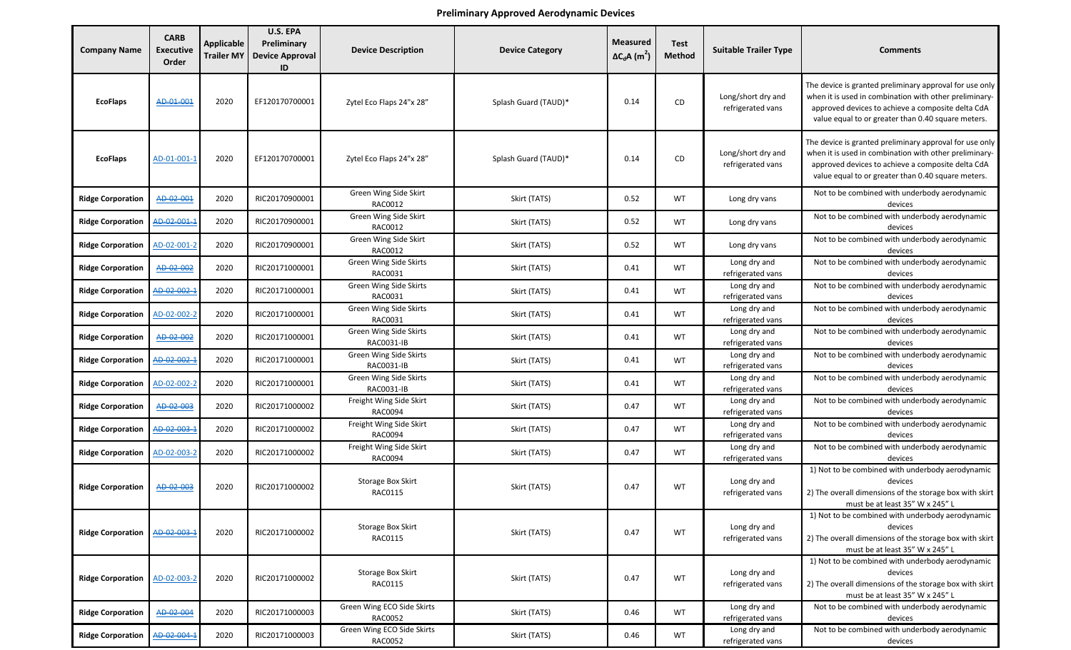# Preliminary Approved Aerodynamic Devices

| Company Name | CARB Executive Order | Applicable Trailer MY | U.S. EPA Preliminary Device Approval ID | Device Description | Device Category | Measured $\Delta C_dA$ ($m^2$) | Test Method | Suitable Trailer Type | Comments |
|---|---|---|---|---|---|---|---|---|---|
| **EcoFlaps** | ~~AD-01-001~~ | 2020 | EF120170700001 | Zytel Eco Flaps 24"x 28" | Splash Guard (TAUD)* | 0.14 | CD | Long/short dry and refrigerated vans | The device is granted preliminary approval for use only when it is used in combination with other preliminary-approved devices to achieve a composite delta CdA value equal to or greater than 0.40 square meters. |
| **EcoFlaps** | AD-01-001-1 | 2020 | EF120170700001 | Zytel Eco Flaps 24"x 28" | Splash Guard (TAUD)* | 0.14 | CD | Long/short dry and refrigerated vans | The device is granted preliminary approval for use only when it is used in combination with other preliminary-approved devices to achieve a composite delta CdA value equal to or greater than 0.40 square meters. |
| **Ridge Corporation** | ~~AD-02-001~~ | 2020 | RIC20170900001 | Green Wing Side Skirt RAC0012 | Skirt (TATS) | 0.52 | WT | Long dry vans | Not to be combined with underbody aerodynamic devices |
| **Ridge Corporation** | ~~AD-02-001-1~~ | 2020 | RIC20170900001 | Green Wing Side Skirt RAC0012 | Skirt (TATS) | 0.52 | WT | Long dry vans | Not to be combined with underbody aerodynamic devices |
| **Ridge Corporation** | AD-02-001-2 | 2020 | RIC20170900001 | Green Wing Side Skirt RAC0012 | Skirt (TATS) | 0.52 | WT | Long dry vans | Not to be combined with underbody aerodynamic devices |
| **Ridge Corporation** | ~~AD-02-002~~ | 2020 | RIC20171000001 | Green Wing Side Skirts RAC0031 | Skirt (TATS) | 0.41 | WT | Long dry and refrigerated vans | Not to be combined with underbody aerodynamic devices |
| **Ridge Corporation** | ~~AD-02-002-1~~ | 2020 | RIC20171000001 | Green Wing Side Skirts RAC0031 | Skirt (TATS) | 0.41 | WT | Long dry and refrigerated vans | Not to be combined with underbody aerodynamic devices |
| **Ridge Corporation** | AD-02-002-2 | 2020 | RIC20171000001 | Green Wing Side Skirts RAC0031 | Skirt (TATS) | 0.41 | WT | Long dry and refrigerated vans | Not to be combined with underbody aerodynamic devices |
| **Ridge Corporation** | ~~AD-02-002~~ | 2020 | RIC20171000001 | Green Wing Side Skirts RAC0031-IB | Skirt (TATS) | 0.41 | WT | Long dry and refrigerated vans | Not to be combined with underbody aerodynamic devices |
| **Ridge Corporation** | ~~AD-02-002-1~~ | 2020 | RIC20171000001 | Green Wing Side Skirts RAC0031-IB | Skirt (TATS) | 0.41 | WT | Long dry and refrigerated vans | Not to be combined with underbody aerodynamic devices |
| **Ridge Corporation** | AD-02-002-2 | 2020 | RIC20171000001 | Green Wing Side Skirts RAC0031-IB | Skirt (TATS) | 0.41 | WT | Long dry and refrigerated vans | Not to be combined with underbody aerodynamic devices |
| **Ridge Corporation** | ~~AD-02-003~~ | 2020 | RIC20171000002 | Freight Wing Side Skirt RAC0094 | Skirt (TATS) | 0.47 | WT | Long dry and refrigerated vans | Not to be combined with underbody aerodynamic devices |
| **Ridge Corporation** | ~~AD-02-003-1~~ | 2020 | RIC20171000002 | Freight Wing Side Skirt RAC0094 | Skirt (TATS) | 0.47 | WT | Long dry and refrigerated vans | Not to be combined with underbody aerodynamic devices |
| **Ridge Corporation** | AD-02-003-2 | 2020 | RIC20171000002 | Freight Wing Side Skirt RAC0094 | Skirt (TATS) | 0.47 | WT | Long dry and refrigerated vans | Not to be combined with underbody aerodynamic devices |
| **Ridge Corporation** | ~~AD-02-003~~ | 2020 | RIC20171000002 | Storage Box Skirt RAC0115 | Skirt (TATS) | 0.47 | WT | Long dry and refrigerated vans | 1) Not to be combined with underbody aerodynamic devices 2) The overall dimensions of the storage box with skirt must be at least 35" W x 245" L |
| **Ridge Corporation** | ~~AD-02-003-1~~ | 2020 | RIC20171000002 | Storage Box Skirt RAC0115 | Skirt (TATS) | 0.47 | WT | Long dry and refrigerated vans | 1) Not to be combined with underbody aerodynamic devices 2) The overall dimensions of the storage box with skirt must be at least 35" W x 245" L |
| **Ridge Corporation** | AD-02-003-2 | 2020 | RIC20171000002 | Storage Box Skirt RAC0115 | Skirt (TATS) | 0.47 | WT | Long dry and refrigerated vans | 1) Not to be combined with underbody aerodynamic devices 2) The overall dimensions of the storage box with skirt must be at least 35" W x 245" L |
| **Ridge Corporation** | ~~AD-02-004~~ | 2020 | RIC20171000003 | Green Wing ECO Side Skirts RAC0052 | Skirt (TATS) | 0.46 | WT | Long dry and refrigerated vans | Not to be combined with underbody aerodynamic devices |
| **Ridge Corporation** | ~~AD-02-004-1~~ | 2020 | RIC20171000003 | Green Wing ECO Side Skirts RAC0052 | Skirt (TATS) | 0.46 | WT | Long dry and refrigerated vans | Not to be combined with underbody aerodynamic devices |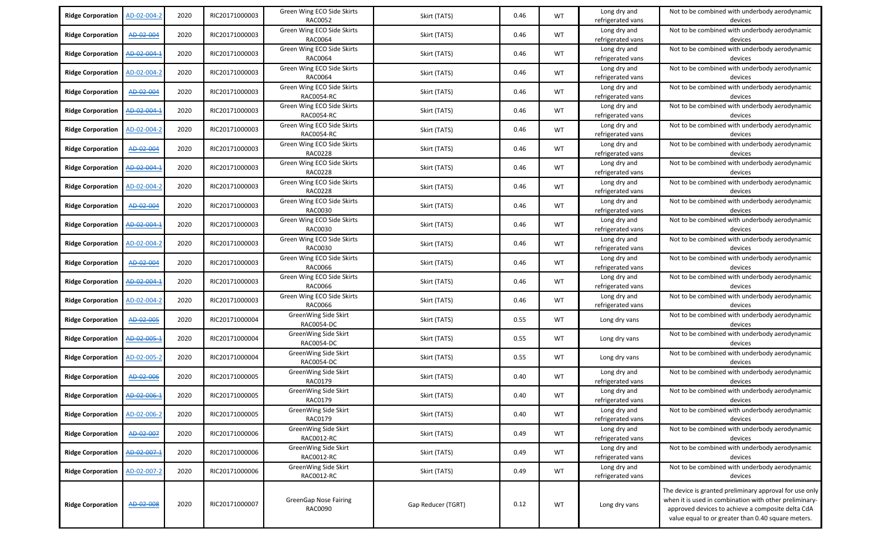| Ridge Corporation | AD-02-004-2 | 2020 | RIC20171000003 | Green Wing ECO Side Skirts RAC0052 | Skirt (TATS) | 0.46 | WT | Long dry and refrigerated vans | Not to be combined with underbody aerodynamic devices |
|---|---|---|---|---|---|---|---|---|---|
| Ridge Corporation | ~~AD-02-004~~ | 2020 | RIC20171000003 | Green Wing ECO Side Skirts RAC0064 | Skirt (TATS) | 0.46 | WT | Long dry and refrigerated vans | Not to be combined with underbody aerodynamic devices |
| Ridge Corporation | ~~AD-02-004-1~~ | 2020 | RIC20171000003 | Green Wing ECO Side Skirts RAC0064 | Skirt (TATS) | 0.46 | WT | Long dry and refrigerated vans | Not to be combined with underbody aerodynamic devices |
| Ridge Corporation | AD-02-004-2 | 2020 | RIC20171000003 | Green Wing ECO Side Skirts RAC0064 | Skirt (TATS) | 0.46 | WT | Long dry and refrigerated vans | Not to be combined with underbody aerodynamic devices |
| Ridge Corporation | ~~AD-02-004~~ | 2020 | RIC20171000003 | Green Wing ECO Side Skirts RAC0054-RC | Skirt (TATS) | 0.46 | WT | Long dry and refrigerated vans | Not to be combined with underbody aerodynamic devices |
| Ridge Corporation | ~~AD-02-004-1~~ | 2020 | RIC20171000003 | Green Wing ECO Side Skirts RAC0054-RC | Skirt (TATS) | 0.46 | WT | Long dry and refrigerated vans | Not to be combined with underbody aerodynamic devices |
| Ridge Corporation | AD-02-004-2 | 2020 | RIC20171000003 | Green Wing ECO Side Skirts RAC0054-RC | Skirt (TATS) | 0.46 | WT | Long dry and refrigerated vans | Not to be combined with underbody aerodynamic devices |
| Ridge Corporation | ~~AD-02-004~~ | 2020 | RIC20171000003 | Green Wing ECO Side Skirts RAC0228 | Skirt (TATS) | 0.46 | WT | Long dry and refrigerated vans | Not to be combined with underbody aerodynamic devices |
| Ridge Corporation | ~~AD-02-004-1~~ | 2020 | RIC20171000003 | Green Wing ECO Side Skirts RAC0228 | Skirt (TATS) | 0.46 | WT | Long dry and refrigerated vans | Not to be combined with underbody aerodynamic devices |
| Ridge Corporation | AD-02-004-2 | 2020 | RIC20171000003 | Green Wing ECO Side Skirts RAC0228 | Skirt (TATS) | 0.46 | WT | Long dry and refrigerated vans | Not to be combined with underbody aerodynamic devices |
| Ridge Corporation | ~~AD-02-004~~ | 2020 | RIC20171000003 | Green Wing ECO Side Skirts RAC0030 | Skirt (TATS) | 0.46 | WT | Long dry and refrigerated vans | Not to be combined with underbody aerodynamic devices |
| Ridge Corporation | ~~AD-02-004-1~~ | 2020 | RIC20171000003 | Green Wing ECO Side Skirts RAC0030 | Skirt (TATS) | 0.46 | WT | Long dry and refrigerated vans | Not to be combined with underbody aerodynamic devices |
| Ridge Corporation | AD-02-004-2 | 2020 | RIC20171000003 | Green Wing ECO Side Skirts RAC0030 | Skirt (TATS) | 0.46 | WT | Long dry and refrigerated vans | Not to be combined with underbody aerodynamic devices |
| Ridge Corporation | ~~AD-02-004~~ | 2020 | RIC20171000003 | Green Wing ECO Side Skirts RAC0066 | Skirt (TATS) | 0.46 | WT | Long dry and refrigerated vans | Not to be combined with underbody aerodynamic devices |
| Ridge Corporation | ~~AD-02-004-1~~ | 2020 | RIC20171000003 | Green Wing ECO Side Skirts RAC0066 | Skirt (TATS) | 0.46 | WT | Long dry and refrigerated vans | Not to be combined with underbody aerodynamic devices |
| Ridge Corporation | AD-02-004-2 | 2020 | RIC20171000003 | Green Wing ECO Side Skirts RAC0066 | Skirt (TATS) | 0.46 | WT | Long dry and refrigerated vans | Not to be combined with underbody aerodynamic devices |
| Ridge Corporation | ~~AD-02-005~~ | 2020 | RIC20171000004 | GreenWing Side Skirt RAC0054-DC | Skirt (TATS) | 0.55 | WT | Long dry vans | Not to be combined with underbody aerodynamic devices |
| Ridge Corporation | ~~AD-02-005-1~~ | 2020 | RIC20171000004 | GreenWing Side Skirt RAC0054-DC | Skirt (TATS) | 0.55 | WT | Long dry vans | Not to be combined with underbody aerodynamic devices |
| Ridge Corporation | AD-02-005-2 | 2020 | RIC20171000004 | GreenWing Side Skirt RAC0054-DC | Skirt (TATS) | 0.55 | WT | Long dry vans | Not to be combined with underbody aerodynamic devices |
| Ridge Corporation | ~~AD-02-006~~ | 2020 | RIC20171000005 | GreenWing Side Skirt RAC0179 | Skirt (TATS) | 0.40 | WT | Long dry and refrigerated vans | Not to be combined with underbody aerodynamic devices |
| Ridge Corporation | ~~AD-02-006-1~~ | 2020 | RIC20171000005 | GreenWing Side Skirt RAC0179 | Skirt (TATS) | 0.40 | WT | Long dry and refrigerated vans | Not to be combined with underbody aerodynamic devices |
| Ridge Corporation | AD-02-006-2 | 2020 | RIC20171000005 | GreenWing Side Skirt RAC0179 | Skirt (TATS) | 0.40 | WT | Long dry and refrigerated vans | Not to be combined with underbody aerodynamic devices |
| Ridge Corporation | ~~AD-02-007~~ | 2020 | RIC20171000006 | GreenWing Side Skirt RAC0012-RC | Skirt (TATS) | 0.49 | WT | Long dry and refrigerated vans | Not to be combined with underbody aerodynamic devices |
| Ridge Corporation | ~~AD-02-007-1~~ | 2020 | RIC20171000006 | GreenWing Side Skirt RAC0012-RC | Skirt (TATS) | 0.49 | WT | Long dry and refrigerated vans | Not to be combined with underbody aerodynamic devices |
| Ridge Corporation | AD-02-007-2 | 2020 | RIC20171000006 | GreenWing Side Skirt RAC0012-RC | Skirt (TATS) | 0.49 | WT | Long dry and refrigerated vans | Not to be combined with underbody aerodynamic devices |
| Ridge Corporation | ~~AD-02-008~~ | 2020 | RIC20171000007 | GreenGap Nose Fairing RAC0090 | Gap Reducer (TGRT) | 0.12 | WT | Long dry vans | The device is granted preliminary approval for use only when it is used in combination with other preliminary-approved devices to achieve a composite delta CdA value equal to or greater than 0.40 square meters. |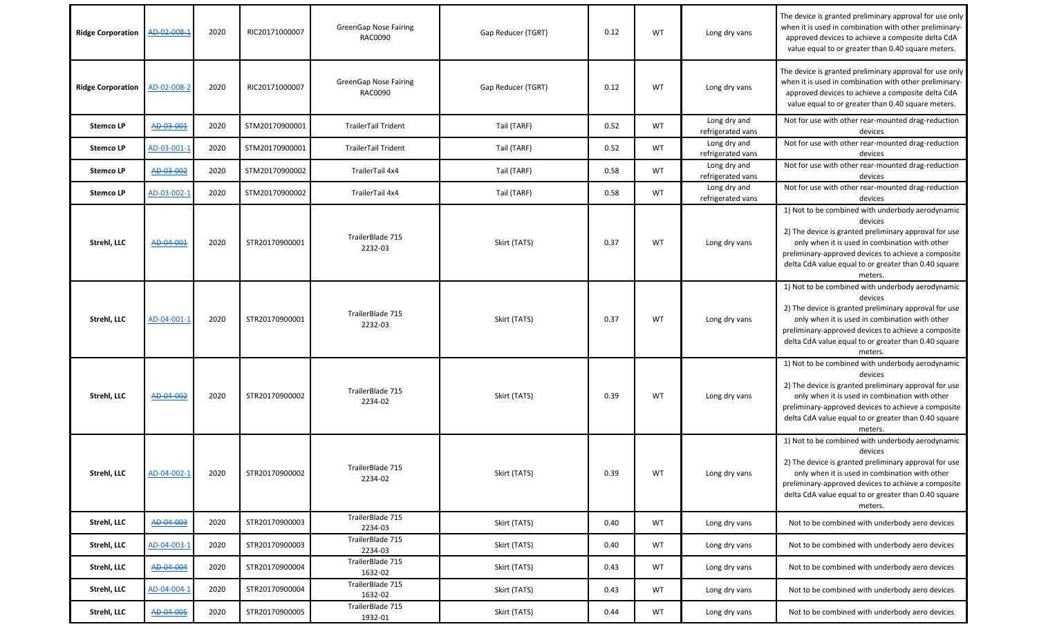| | | | | | | | | | |
|---|---|---|---|---|---|---|---|---|---|
| **Ridge Corporation** | ~~AD-02-008-1~~ | 2020 | RIC20171000007 | GreenGap Nose Fairing RAC0090 | Gap Reducer (TGRT) | 0.12 | WT | Long dry vans | The device is granted preliminary approval for use only when it is used in combination with other preliminary-approved devices to achieve a composite delta CdA value equal to or greater than 0.40 square meters. |
| **Ridge Corporation** | AD-02-008-2 | 2020 | RIC20171000007 | GreenGap Nose Fairing RAC0090 | Gap Reducer (TGRT) | 0.12 | WT | Long dry vans | The device is granted preliminary approval for use only when it is used in combination with other preliminary-approved devices to achieve a composite delta CdA value equal to or greater than 0.40 square meters. |
| **Stemco LP** | ~~AD-03-001~~ | 2020 | STM20170900001 | TrailerTail Trident | Tail (TARF) | 0.52 | WT | Long dry and refrigerated vans | Not for use with other rear-mounted drag-reduction devices |
| **Stemco LP** | AD-03-001-1 | 2020 | STM20170900001 | TrailerTail Trident | Tail (TARF) | 0.52 | WT | Long dry and refrigerated vans | Not for use with other rear-mounted drag-reduction devices |
| **Stemco LP** | ~~AD-03-002~~ | 2020 | STM20170900002 | TrailerTail 4x4 | Tail (TARF) | 0.58 | WT | Long dry and refrigerated vans | Not for use with other rear-mounted drag-reduction devices |
| **Stemco LP** | AD-03-002-1 | 2020 | STM20170900002 | TrailerTail 4x4 | Tail (TARF) | 0.58 | WT | Long dry and refrigerated vans | Not for use with other rear-mounted drag-reduction devices |
| **Strehl, LLC** | ~~AD-04-001~~ | 2020 | STR20170900001 | TrailerBlade 715 2232-03 | Skirt (TATS) | 0.37 | WT | Long dry vans | 1) Not to be combined with underbody aerodynamic devices 2) The device is granted preliminary approval for use only when it is used in combination with other preliminary-approved devices to achieve a composite delta CdA value equal to or greater than 0.40 square meters. |
| **Strehl, LLC** | AD-04-001-1 | 2020 | STR20170900001 | TrailerBlade 715 2232-03 | Skirt (TATS) | 0.37 | WT | Long dry vans | 1) Not to be combined with underbody aerodynamic devices 2) The device is granted preliminary approval for use only when it is used in combination with other preliminary-approved devices to achieve a composite delta CdA value equal to or greater than 0.40 square meters. |
| **Strehl, LLC** | ~~AD-04-002~~ | 2020 | STR20170900002 | TrailerBlade 715 2234-02 | Skirt (TATS) | 0.39 | WT | Long dry vans | 1) Not to be combined with underbody aerodynamic devices 2) The device is granted preliminary approval for use only when it is used in combination with other preliminary-approved devices to achieve a composite delta CdA value equal to or greater than 0.40 square meters. |
| **Strehl, LLC** | AD-04-002-1 | 2020 | STR20170900002 | TrailerBlade 715 2234-02 | Skirt (TATS) | 0.39 | WT | Long dry vans | 1) Not to be combined with underbody aerodynamic devices 2) The device is granted preliminary approval for use only when it is used in combination with other preliminary-approved devices to achieve a composite delta CdA value equal to or greater than 0.40 square meters. |
| **Strehl, LLC** | ~~AD-04-003~~ | 2020 | STR20170900003 | TrailerBlade 715 2234-03 | Skirt (TATS) | 0.40 | WT | Long dry vans | Not to be combined with underbody aero devices |
| **Strehl, LLC** | AD-04-003-1 | 2020 | STR20170900003 | TrailerBlade 715 2234-03 | Skirt (TATS) | 0.40 | WT | Long dry vans | Not to be combined with underbody aero devices |
| **Strehl, LLC** | ~~AD-04-004~~ | 2020 | STR20170900004 | TrailerBlade 715 1632-02 | Skirt (TATS) | 0.43 | WT | Long dry vans | Not to be combined with underbody aero devices |
| **Strehl, LLC** | AD-04-004-1 | 2020 | STR20170900004 | TrailerBlade 715 1632-02 | Skirt (TATS) | 0.43 | WT | Long dry vans | Not to be combined with underbody aero devices |
| **Strehl, LLC** | ~~AD-04-005~~ | 2020 | STR20170900005 | TrailerBlade 715 1932-01 | Skirt (TATS) | 0.44 | WT | Long dry vans | Not to be combined with underbody aero devices |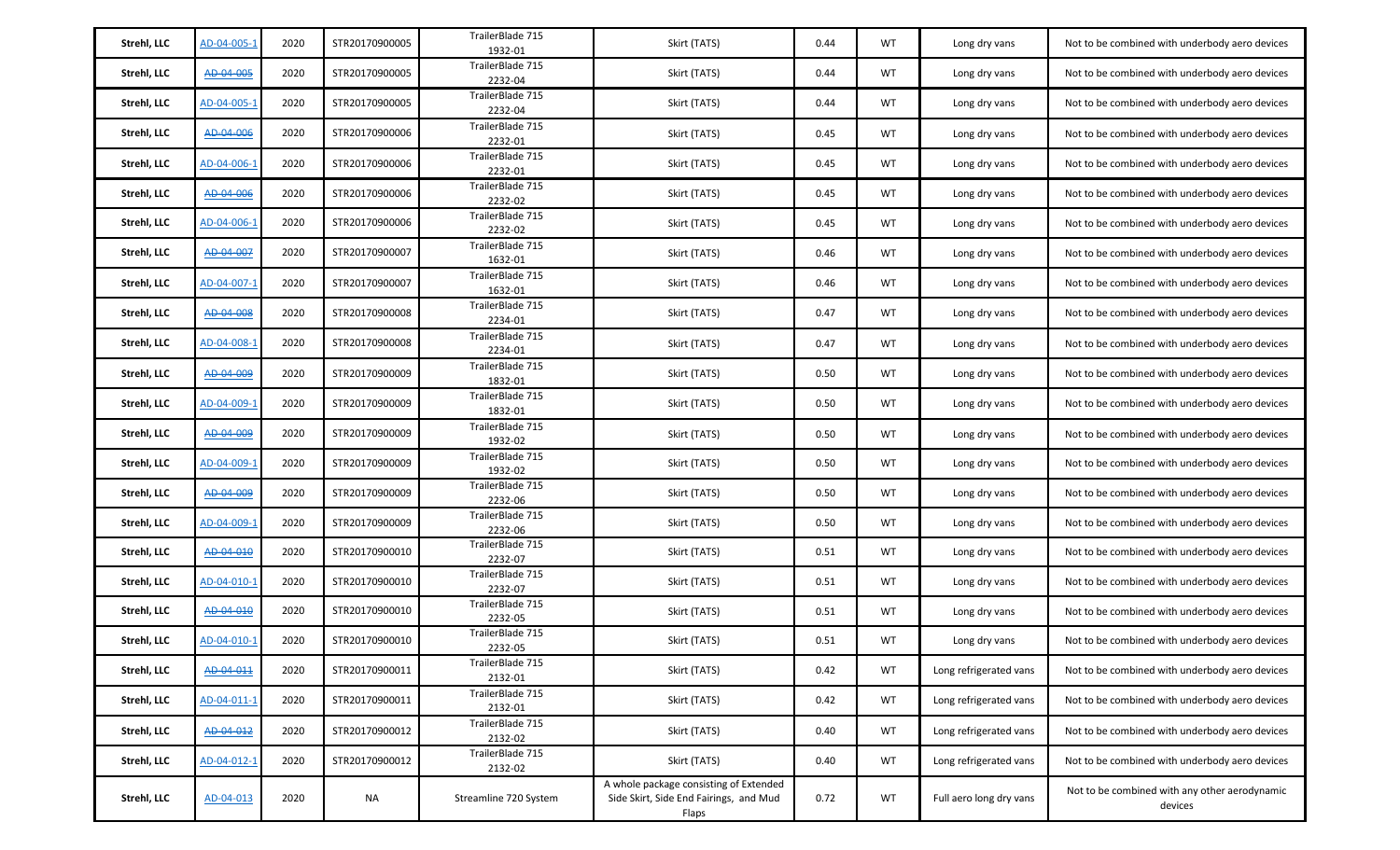| Strehl, LLC | AD-04-005-1 | 2020 | STR20170900005 | TrailerBlade 715 1932-01 | Skirt (TATS) | 0.44 | WT | Long dry vans | Not to be combined with underbody aero devices |
|---|---|---|---|---|---|---|---|---|---|
| Strehl, LLC | ~~AD-04-005~~ | 2020 | STR20170900005 | TrailerBlade 715 2232-04 | Skirt (TATS) | 0.44 | WT | Long dry vans | Not to be combined with underbody aero devices |
| Strehl, LLC | AD-04-005-1 | 2020 | STR20170900005 | TrailerBlade 715 2232-04 | Skirt (TATS) | 0.44 | WT | Long dry vans | Not to be combined with underbody aero devices |
| Strehl, LLC | ~~AD-04-006~~ | 2020 | STR20170900006 | TrailerBlade 715 2232-01 | Skirt (TATS) | 0.45 | WT | Long dry vans | Not to be combined with underbody aero devices |
| Strehl, LLC | AD-04-006-1 | 2020 | STR20170900006 | TrailerBlade 715 2232-01 | Skirt (TATS) | 0.45 | WT | Long dry vans | Not to be combined with underbody aero devices |
| Strehl, LLC | ~~AD-04-006~~ | 2020 | STR20170900006 | TrailerBlade 715 2232-02 | Skirt (TATS) | 0.45 | WT | Long dry vans | Not to be combined with underbody aero devices |
| Strehl, LLC | AD-04-006-1 | 2020 | STR20170900006 | TrailerBlade 715 2232-02 | Skirt (TATS) | 0.45 | WT | Long dry vans | Not to be combined with underbody aero devices |
| Strehl, LLC | ~~AD-04-007~~ | 2020 | STR20170900007 | TrailerBlade 715 1632-01 | Skirt (TATS) | 0.46 | WT | Long dry vans | Not to be combined with underbody aero devices |
| Strehl, LLC | AD-04-007-1 | 2020 | STR20170900007 | TrailerBlade 715 1632-01 | Skirt (TATS) | 0.46 | WT | Long dry vans | Not to be combined with underbody aero devices |
| Strehl, LLC | ~~AD-04-008~~ | 2020 | STR20170900008 | TrailerBlade 715 2234-01 | Skirt (TATS) | 0.47 | WT | Long dry vans | Not to be combined with underbody aero devices |
| Strehl, LLC | AD-04-008-1 | 2020 | STR20170900008 | TrailerBlade 715 2234-01 | Skirt (TATS) | 0.47 | WT | Long dry vans | Not to be combined with underbody aero devices |
| Strehl, LLC | ~~AD-04-009~~ | 2020 | STR20170900009 | TrailerBlade 715 1832-01 | Skirt (TATS) | 0.50 | WT | Long dry vans | Not to be combined with underbody aero devices |
| Strehl, LLC | AD-04-009-1 | 2020 | STR20170900009 | TrailerBlade 715 1832-01 | Skirt (TATS) | 0.50 | WT | Long dry vans | Not to be combined with underbody aero devices |
| Strehl, LLC | ~~AD-04-009~~ | 2020 | STR20170900009 | TrailerBlade 715 1932-02 | Skirt (TATS) | 0.50 | WT | Long dry vans | Not to be combined with underbody aero devices |
| Strehl, LLC | AD-04-009-1 | 2020 | STR20170900009 | TrailerBlade 715 1932-02 | Skirt (TATS) | 0.50 | WT | Long dry vans | Not to be combined with underbody aero devices |
| Strehl, LLC | ~~AD-04-009~~ | 2020 | STR20170900009 | TrailerBlade 715 2232-06 | Skirt (TATS) | 0.50 | WT | Long dry vans | Not to be combined with underbody aero devices |
| Strehl, LLC | AD-04-009-1 | 2020 | STR20170900009 | TrailerBlade 715 2232-06 | Skirt (TATS) | 0.50 | WT | Long dry vans | Not to be combined with underbody aero devices |
| Strehl, LLC | ~~AD-04-010~~ | 2020 | STR20170900010 | TrailerBlade 715 2232-07 | Skirt (TATS) | 0.51 | WT | Long dry vans | Not to be combined with underbody aero devices |
| Strehl, LLC | AD-04-010-1 | 2020 | STR20170900010 | TrailerBlade 715 2232-07 | Skirt (TATS) | 0.51 | WT | Long dry vans | Not to be combined with underbody aero devices |
| Strehl, LLC | ~~AD-04-010~~ | 2020 | STR20170900010 | TrailerBlade 715 2232-05 | Skirt (TATS) | 0.51 | WT | Long dry vans | Not to be combined with underbody aero devices |
| Strehl, LLC | AD-04-010-1 | 2020 | STR20170900010 | TrailerBlade 715 2232-05 | Skirt (TATS) | 0.51 | WT | Long dry vans | Not to be combined with underbody aero devices |
| Strehl, LLC | ~~AD-04-011~~ | 2020 | STR20170900011 | TrailerBlade 715 2132-01 | Skirt (TATS) | 0.42 | WT | Long refrigerated vans | Not to be combined with underbody aero devices |
| Strehl, LLC | AD-04-011-1 | 2020 | STR20170900011 | TrailerBlade 715 2132-01 | Skirt (TATS) | 0.42 | WT | Long refrigerated vans | Not to be combined with underbody aero devices |
| Strehl, LLC | ~~AD-04-012~~ | 2020 | STR20170900012 | TrailerBlade 715 2132-02 | Skirt (TATS) | 0.40 | WT | Long refrigerated vans | Not to be combined with underbody aero devices |
| Strehl, LLC | AD-04-012-1 | 2020 | STR20170900012 | TrailerBlade 715 2132-02 | Skirt (TATS) | 0.40 | WT | Long refrigerated vans | Not to be combined with underbody aero devices |
| Strehl, LLC | AD-04-013 | 2020 | NA | Streamline 720 System | A whole package consisting of Extended Side Skirt, Side End Fairings, and Mud Flaps | 0.72 | WT | Full aero long dry vans | Not to be combined with any other aerodynamic devices |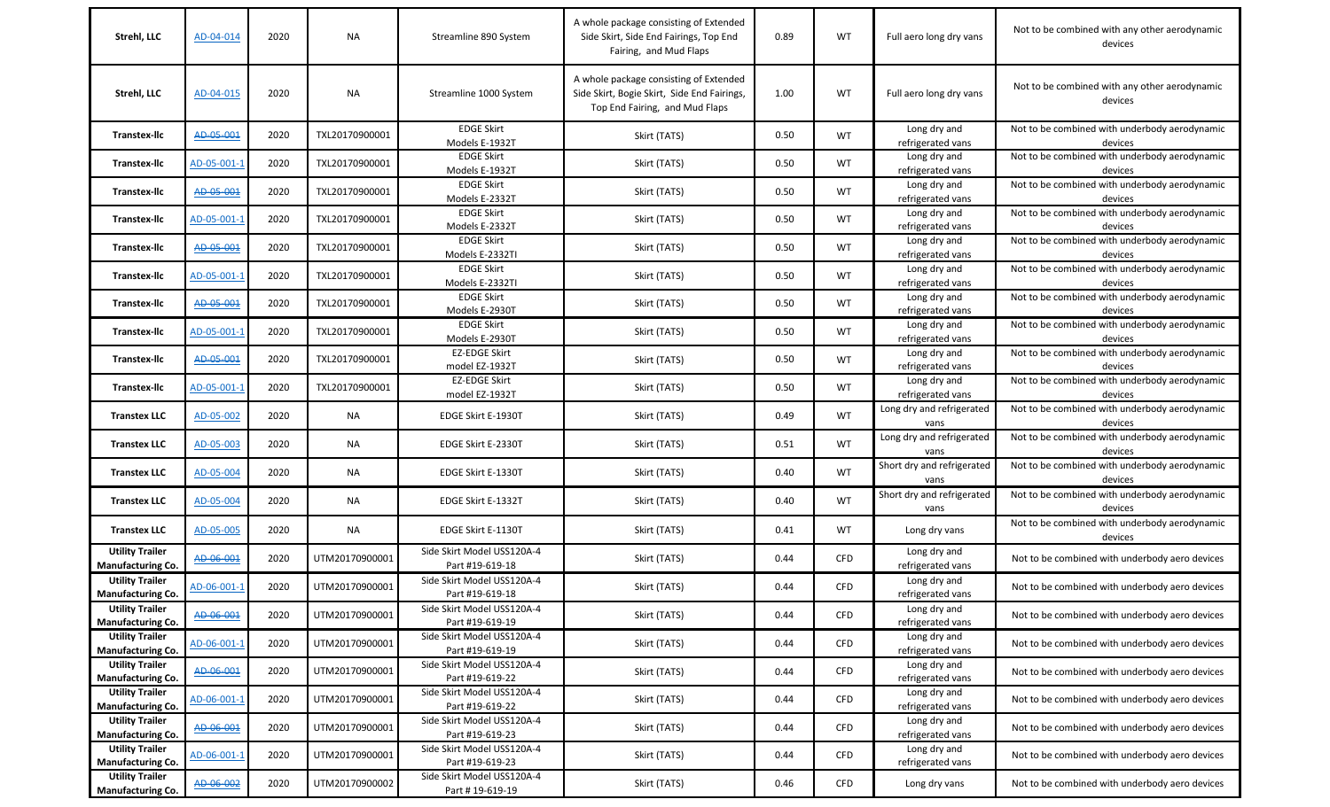| Strehl, LLC | AD-04-014 | 2020 | NA | Streamline 890 System | A whole package consisting of Extended Side Skirt, Side End Fairings, Top End Fairing, and Mud Flaps | 0.89 | WT | Full aero long dry vans | Not to be combined with any other aerodynamic devices |
|---|---|---|---|---|---|---|---|---|---|
| Strehl, LLC | AD-04-015 | 2020 | NA | Streamline 1000 System | A whole package consisting of Extended Side Skirt, Bogie Skirt, Side End Fairings, Top End Fairing, and Mud Flaps | 1.00 | WT | Full aero long dry vans | Not to be combined with any other aerodynamic devices |
| Transtex-llc | ~~AD-05-001~~ | 2020 | TXL20170900001 | EDGE Skirt Models E-1932T | Skirt (TATS) | 0.50 | WT | Long dry and refrigerated vans | Not to be combined with underbody aerodynamic devices |
| Transtex-llc | AD-05-001-1 | 2020 | TXL20170900001 | EDGE Skirt Models E-1932T | Skirt (TATS) | 0.50 | WT | Long dry and refrigerated vans | Not to be combined with underbody aerodynamic devices |
| Transtex-llc | ~~AD-05-001~~ | 2020 | TXL20170900001 | EDGE Skirt Models E-2332T | Skirt (TATS) | 0.50 | WT | Long dry and refrigerated vans | Not to be combined with underbody aerodynamic devices |
| Transtex-llc | AD-05-001-1 | 2020 | TXL20170900001 | EDGE Skirt Models E-2332T | Skirt (TATS) | 0.50 | WT | Long dry and refrigerated vans | Not to be combined with underbody aerodynamic devices |
| Transtex-llc | ~~AD-05-001~~ | 2020 | TXL20170900001 | EDGE Skirt Models E-2332TI | Skirt (TATS) | 0.50 | WT | Long dry and refrigerated vans | Not to be combined with underbody aerodynamic devices |
| Transtex-llc | AD-05-001-1 | 2020 | TXL20170900001 | EDGE Skirt Models E-2332TI | Skirt (TATS) | 0.50 | WT | Long dry and refrigerated vans | Not to be combined with underbody aerodynamic devices |
| Transtex-llc | ~~AD-05-001~~ | 2020 | TXL20170900001 | EDGE Skirt Models E-2930T | Skirt (TATS) | 0.50 | WT | Long dry and refrigerated vans | Not to be combined with underbody aerodynamic devices |
| Transtex-llc | AD-05-001-1 | 2020 | TXL20170900001 | EDGE Skirt Models E-2930T | Skirt (TATS) | 0.50 | WT | Long dry and refrigerated vans | Not to be combined with underbody aerodynamic devices |
| Transtex-llc | ~~AD-05-001~~ | 2020 | TXL20170900001 | EZ-EDGE Skirt model EZ-1932T | Skirt (TATS) | 0.50 | WT | Long dry and refrigerated vans | Not to be combined with underbody aerodynamic devices |
| Transtex-llc | AD-05-001-1 | 2020 | TXL20170900001 | EZ-EDGE Skirt model EZ-1932T | Skirt (TATS) | 0.50 | WT | Long dry and refrigerated vans | Not to be combined with underbody aerodynamic devices |
| Transtex LLC | AD-05-002 | 2020 | NA | EDGE Skirt E-1930T | Skirt (TATS) | 0.49 | WT | Long dry and refrigerated vans | Not to be combined with underbody aerodynamic devices |
| Transtex LLC | AD-05-003 | 2020 | NA | EDGE Skirt E-2330T | Skirt (TATS) | 0.51 | WT | Long dry and refrigerated vans | Not to be combined with underbody aerodynamic devices |
| Transtex LLC | AD-05-004 | 2020 | NA | EDGE Skirt E-1330T | Skirt (TATS) | 0.40 | WT | Short dry and refrigerated vans | Not to be combined with underbody aerodynamic devices |
| Transtex LLC | AD-05-004 | 2020 | NA | EDGE Skirt E-1332T | Skirt (TATS) | 0.40 | WT | Short dry and refrigerated vans | Not to be combined with underbody aerodynamic devices |
| Transtex LLC | AD-05-005 | 2020 | NA | EDGE Skirt E-1130T | Skirt (TATS) | 0.41 | WT | Long dry vans | Not to be combined with underbody aerodynamic devices |
| Utility Trailer Manufacturing Co. | ~~AD-06-001~~ | 2020 | UTM20170900001 | Side Skirt Model USS120A-4 Part #19-619-18 | Skirt (TATS) | 0.44 | CFD | Long dry and refrigerated vans | Not to be combined with underbody aero devices |
| Utility Trailer Manufacturing Co. | AD-06-001-1 | 2020 | UTM20170900001 | Side Skirt Model USS120A-4 Part #19-619-18 | Skirt (TATS) | 0.44 | CFD | Long dry and refrigerated vans | Not to be combined with underbody aero devices |
| Utility Trailer Manufacturing Co. | ~~AD-06-001~~ | 2020 | UTM20170900001 | Side Skirt Model USS120A-4 Part #19-619-19 | Skirt (TATS) | 0.44 | CFD | Long dry and refrigerated vans | Not to be combined with underbody aero devices |
| Utility Trailer Manufacturing Co. | AD-06-001-1 | 2020 | UTM20170900001 | Side Skirt Model USS120A-4 Part #19-619-19 | Skirt (TATS) | 0.44 | CFD | Long dry and refrigerated vans | Not to be combined with underbody aero devices |
| Utility Trailer Manufacturing Co. | ~~AD-06-001~~ | 2020 | UTM20170900001 | Side Skirt Model USS120A-4 Part #19-619-22 | Skirt (TATS) | 0.44 | CFD | Long dry and refrigerated vans | Not to be combined with underbody aero devices |
| Utility Trailer Manufacturing Co. | AD-06-001-1 | 2020 | UTM20170900001 | Side Skirt Model USS120A-4 Part #19-619-22 | Skirt (TATS) | 0.44 | CFD | Long dry and refrigerated vans | Not to be combined with underbody aero devices |
| Utility Trailer Manufacturing Co. | ~~AD-06-001~~ | 2020 | UTM20170900001 | Side Skirt Model USS120A-4 Part #19-619-23 | Skirt (TATS) | 0.44 | CFD | Long dry and refrigerated vans | Not to be combined with underbody aero devices |
| Utility Trailer Manufacturing Co. | AD-06-001-1 | 2020 | UTM20170900001 | Side Skirt Model USS120A-4 Part #19-619-23 | Skirt (TATS) | 0.44 | CFD | Long dry and refrigerated vans | Not to be combined with underbody aero devices |
| Utility Trailer Manufacturing Co. | ~~AD-06-002~~ | 2020 | UTM20170900002 | Side Skirt Model USS120A-4 Part # 19-619-19 | Skirt (TATS) | 0.46 | CFD | Long dry vans | Not to be combined with underbody aero devices |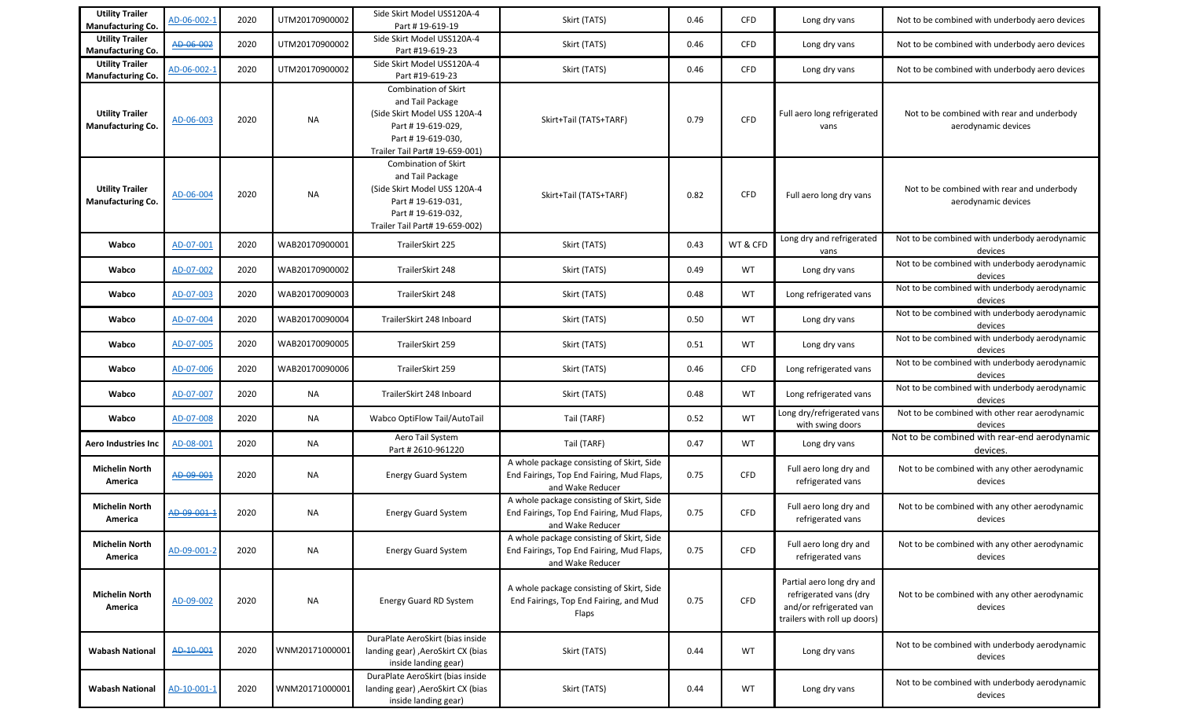| Utility Trailer Manufacturing Co. | AD-06-002-1 | 2020 | UTM20170900002 | Side Skirt Model USS120A-4 Part # 19-619-19 | Skirt (TATS) | 0.46 | CFD | Long dry vans | Not to be combined with underbody aero devices |
|---|---|---|---|---|---|---|---|---|---|
| Utility Trailer Manufacturing Co. | ~~AD-06-002~~ | 2020 | UTM20170900002 | Side Skirt Model USS120A-4 Part #19-619-23 | Skirt (TATS) | 0.46 | CFD | Long dry vans | Not to be combined with underbody aero devices |
| Utility Trailer Manufacturing Co. | AD-06-002-1 | 2020 | UTM20170900002 | Side Skirt Model USS120A-4 Part #19-619-23 | Skirt (TATS) | 0.46 | CFD | Long dry vans | Not to be combined with underbody aero devices |
| Utility Trailer Manufacturing Co. | AD-06-003 | 2020 | NA | Combination of Skirt and Tail Package (Side Skirt Model USS 120A-4 Part # 19-619-029, Part # 19-619-030, Trailer Tail Part# 19-659-001) | Skirt+Tail (TATS+TARF) | 0.79 | CFD | Full aero long refrigerated vans | Not to be combined with rear and underbody aerodynamic devices |
| Utility Trailer Manufacturing Co. | AD-06-004 | 2020 | NA | Combination of Skirt and Tail Package (Side Skirt Model USS 120A-4 Part # 19-619-031, Part # 19-619-032, Trailer Tail Part# 19-659-002) | Skirt+Tail (TATS+TARF) | 0.82 | CFD | Full aero long dry vans | Not to be combined with rear and underbody aerodynamic devices |
| Wabco | AD-07-001 | 2020 | WAB20170900001 | TrailerSkirt 225 | Skirt (TATS) | 0.43 | WT & CFD | Long dry and refrigerated vans | Not to be combined with underbody aerodynamic devices |
| Wabco | AD-07-002 | 2020 | WAB20170900002 | TrailerSkirt 248 | Skirt (TATS) | 0.49 | WT | Long dry vans | Not to be combined with underbody aerodynamic devices |
| Wabco | AD-07-003 | 2020 | WAB20170090003 | TrailerSkirt 248 | Skirt (TATS) | 0.48 | WT | Long refrigerated vans | Not to be combined with underbody aerodynamic devices |
| Wabco | AD-07-004 | 2020 | WAB20170090004 | TrailerSkirt 248 Inboard | Skirt (TATS) | 0.50 | WT | Long dry vans | Not to be combined with underbody aerodynamic devices |
| Wabco | AD-07-005 | 2020 | WAB20170090005 | TrailerSkirt 259 | Skirt (TATS) | 0.51 | WT | Long dry vans | Not to be combined with underbody aerodynamic devices |
| Wabco | AD-07-006 | 2020 | WAB20170090006 | TrailerSkirt 259 | Skirt (TATS) | 0.46 | CFD | Long refrigerated vans | Not to be combined with underbody aerodynamic devices |
| Wabco | AD-07-007 | 2020 | NA | TrailerSkirt 248 Inboard | Skirt (TATS) | 0.48 | WT | Long refrigerated vans | Not to be combined with underbody aerodynamic devices |
| Wabco | AD-07-008 | 2020 | NA | Wabco OptiFlow Tail/AutoTail | Tail (TARF) | 0.52 | WT | Long dry/refrigerated vans with swing doors | Not to be combined with other rear aerodynamic devices |
| Aero Industries Inc | AD-08-001 | 2020 | NA | Aero Tail System Part # 2610-961220 | Tail (TARF) | 0.47 | WT | Long dry vans | Not to be combined with rear-end aerodynamic devices. |
| Michelin North America | ~~AD-09-001~~ | 2020 | NA | Energy Guard System | A whole package consisting of Skirt, Side End Fairings, Top End Fairing, Mud Flaps, and Wake Reducer | 0.75 | CFD | Full aero long dry and refrigerated vans | Not to be combined with any other aerodynamic devices |
| Michelin North America | ~~AD-09-001-1~~ | 2020 | NA | Energy Guard System | A whole package consisting of Skirt, Side End Fairings, Top End Fairing, Mud Flaps, and Wake Reducer | 0.75 | CFD | Full aero long dry and refrigerated vans | Not to be combined with any other aerodynamic devices |
| Michelin North America | AD-09-001-2 | 2020 | NA | Energy Guard System | A whole package consisting of Skirt, Side End Fairings, Top End Fairing, Mud Flaps, and Wake Reducer | 0.75 | CFD | Full aero long dry and refrigerated vans | Not to be combined with any other aerodynamic devices |
| Michelin North America | AD-09-002 | 2020 | NA | Energy Guard RD System | A whole package consisting of Skirt, Side End Fairings, Top End Fairing, and Mud Flaps | 0.75 | CFD | Partial aero long dry and refrigerated vans (dry and/or refrigerated van trailers with roll up doors) | Not to be combined with any other aerodynamic devices |
| Wabash National | ~~AD-10-001~~ | 2020 | WNM20171000001 | DuraPlate AeroSkirt (bias inside landing gear) ,AeroSkirt CX (bias inside landing gear) | Skirt (TATS) | 0.44 | WT | Long dry vans | Not to be combined with underbody aerodynamic devices |
| Wabash National | AD-10-001-1 | 2020 | WNM20171000001 | DuraPlate AeroSkirt (bias inside landing gear) ,AeroSkirt CX (bias inside landing gear) | Skirt (TATS) | 0.44 | WT | Long dry vans | Not to be combined with underbody aerodynamic devices |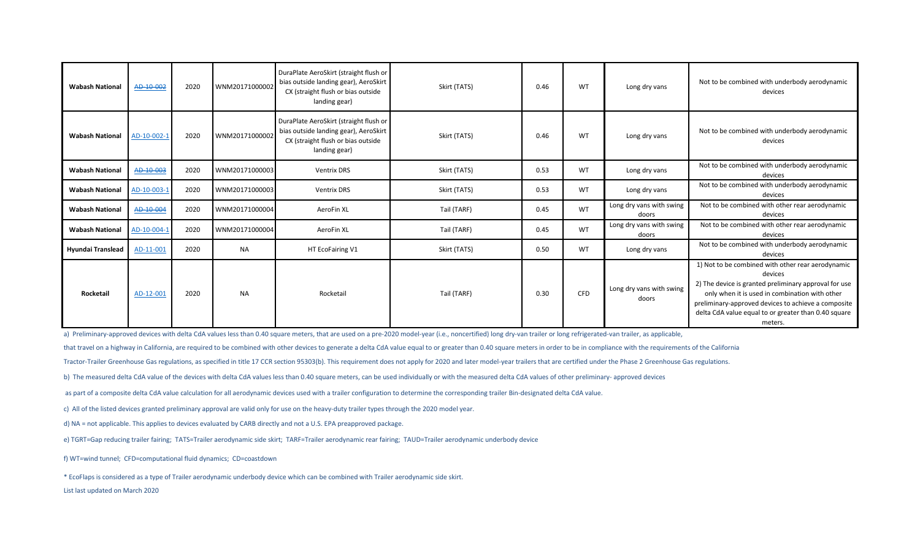| | | | | | | | | | |
|---|---|---|---|---|---|---|---|---|---|
| **Wabash National** | ~~AD-10-002~~ | 2020 | WNM20171000002 | DuraPlate AeroSkirt (straight flush or bias outside landing gear), AeroSkirt CX (straight flush or bias outside landing gear) | Skirt (TATS) | 0.46 | WT | Long dry vans | Not to be combined with underbody aerodynamic devices |
| **Wabash National** | AD-10-002-1 | 2020 | WNM20171000002 | DuraPlate AeroSkirt (straight flush or bias outside landing gear), AeroSkirt CX (straight flush or bias outside landing gear) | Skirt (TATS) | 0.46 | WT | Long dry vans | Not to be combined with underbody aerodynamic devices |
| **Wabash National** | ~~AD-10-003~~ | 2020 | WNM20171000003 | Ventrix DRS | Skirt (TATS) | 0.53 | WT | Long dry vans | Not to be combined with underbody aerodynamic devices |
| **Wabash National** | AD-10-003-1 | 2020 | WNM20171000003 | Ventrix DRS | Skirt (TATS) | 0.53 | WT | Long dry vans | Not to be combined with underbody aerodynamic devices |
| **Wabash National** | ~~AD-10-004~~ | 2020 | WNM20171000004 | AeroFin XL | Tail (TARF) | 0.45 | WT | Long dry vans with swing doors | Not to be combined with other rear aerodynamic devices |
| **Wabash National** | AD-10-004-1 | 2020 | WNM20171000004 | AeroFin XL | Tail (TARF) | 0.45 | WT | Long dry vans with swing doors | Not to be combined with other rear aerodynamic devices |
| **Hyundai Translead** | AD-11-001 | 2020 | NA | HT EcoFairing V1 | Skirt (TATS) | 0.50 | WT | Long dry vans | Not to be combined with underbody aerodynamic devices |
| **Rocketail** | AD-12-001 | 2020 | NA | Rocketail | Tail (TARF) | 0.30 | CFD | Long dry vans with swing doors | 1) Not to be combined with other rear aerodynamic devices 2) The device is granted preliminary approval for use only when it is used in combination with other preliminary-approved devices to achieve a composite delta CdA value equal to or greater than 0.40 square meters. |

a) Preliminary-approved devices with delta CdA values less than 0.40 square meters, that are used on a pre-2020 model-year (i.e., noncertified) long dry-van trailer or long refrigerated-van trailer, as applicable, that travel on a highway in California, are required to be combined with other devices to generate a delta CdA value equal to or greater than 0.40 square meters in order to be in compliance with the requirements of the California Tractor-Trailer Greenhouse Gas regulations, as specified in title 17 CCR section 95303(b). This requirement does not apply for 2020 and later model-year trailers that are certified under the Phase 2 Greenhouse Gas regulations.

b) The measured delta CdA value of the devices with delta CdA values less than 0.40 square meters, can be used individually or with the measured delta CdA values of other preliminary- approved devices as part of a composite delta CdA value calculation for all aerodynamic devices used with a trailer configuration to determine the corresponding trailer Bin-designated delta CdA value.

c) All of the listed devices granted preliminary approval are valid only for use on the heavy-duty trailer types through the 2020 model year.

d) NA = not applicable. This applies to devices evaluated by CARB directly and not a U.S. EPA preapproved package.

e) TGRT=Gap reducing trailer fairing; TATS=Trailer aerodynamic side skirt; TARF=Trailer aerodynamic rear fairing; TAUD=Trailer aerodynamic underbody device

f) WT=wind tunnel; CFD=computational fluid dynamics; CD=coastdown

* EcoFlaps is considered as a type of Trailer aerodynamic underbody device which can be combined with Trailer aerodynamic side skirt.

List last updated on March 2020